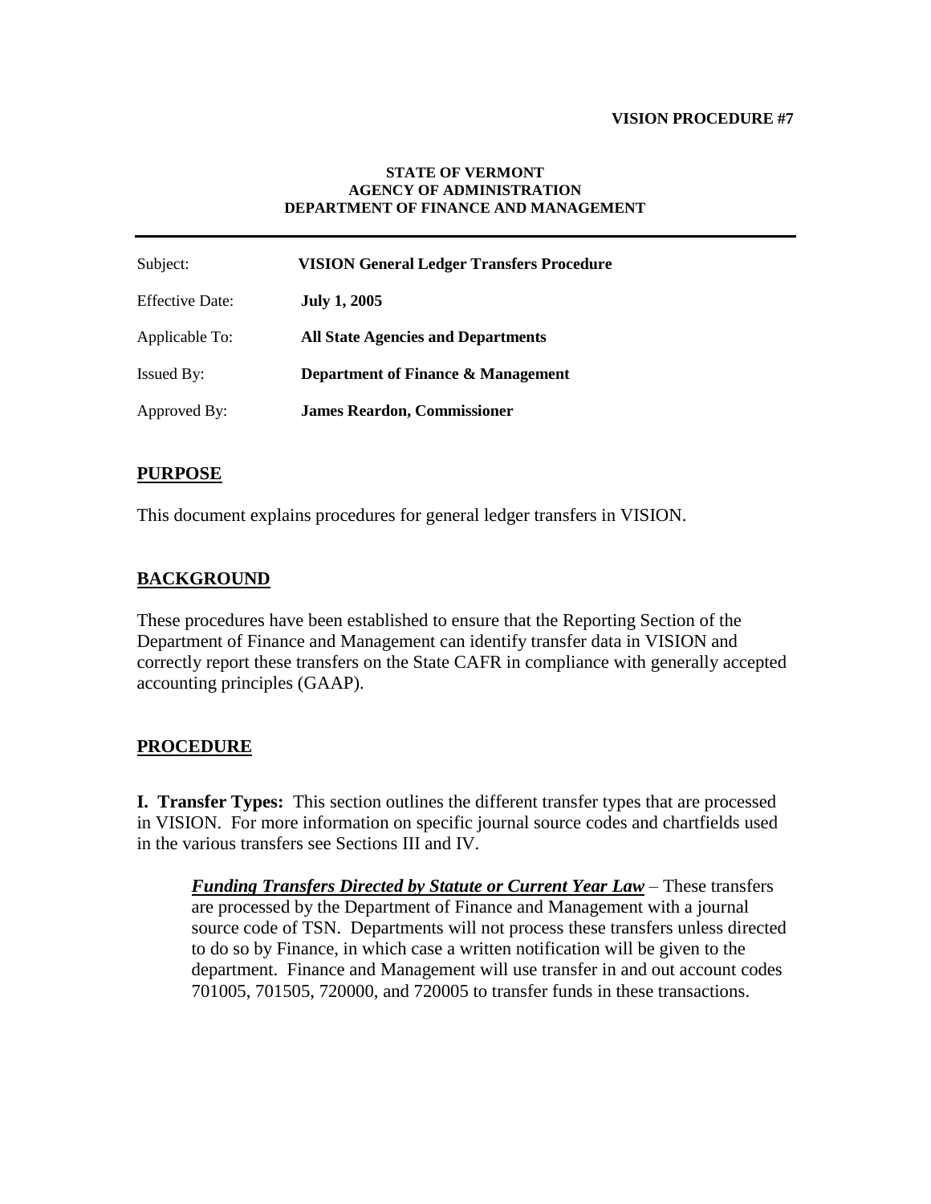**VISION PROCEDURE #7**

**STATE OF VERMONT**
**AGENCY OF ADMINISTRATION**
**DEPARTMENT OF FINANCE AND MANAGEMENT**

---

| | |
|---|---|
| Subject: | **VISION General Ledger Transfers Procedure** |
| Effective Date: | **July 1, 2005** |
| Applicable To: | **All State Agencies and Departments** |
| Issued By: | **Department of Finance & Management** |
| Approved By: | **James Reardon, Commissioner** |

## PURPOSE

This document explains procedures for general ledger transfers in VISION.

## BACKGROUND

These procedures have been established to ensure that the Reporting Section of the Department of Finance and Management can identify transfer data in VISION and correctly report these transfers on the State CAFR in compliance with generally accepted accounting principles (GAAP).

## PROCEDURE

**I. Transfer Types:** This section outlines the different transfer types that are processed in VISION. For more information on specific journal source codes and chartfields used in the various transfers see Sections III and IV.

> ***Funding Transfers Directed by Statute or Current Year Law*** – These transfers are processed by the Department of Finance and Management with a journal source code of TSN. Departments will not process these transfers unless directed to do so by Finance, in which case a written notification will be given to the department. Finance and Management will use transfer in and out account codes 701005, 701505, 720000, and 720005 to transfer funds in these transactions.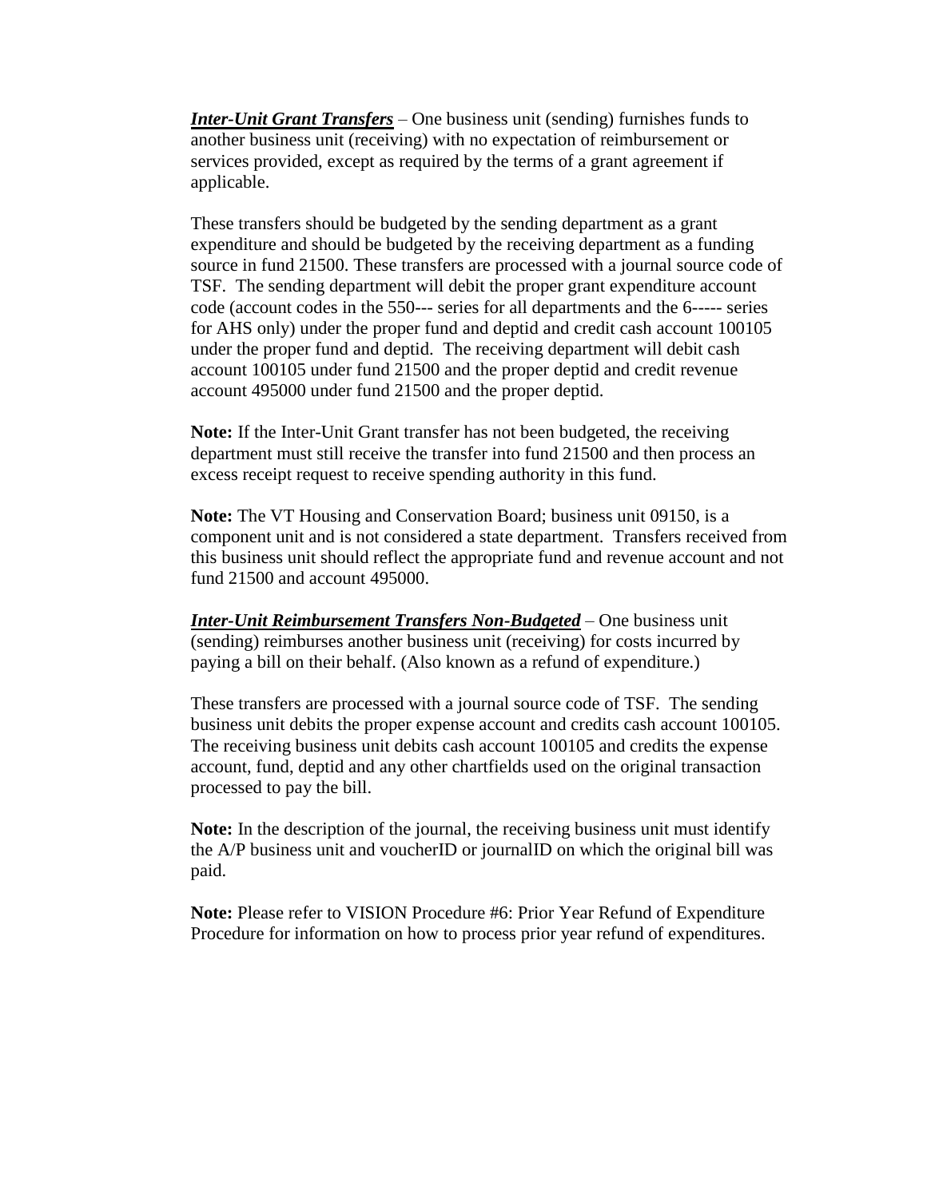***<u>Inter-Unit Grant Transfers</u>*** – One business unit (sending) furnishes funds to another business unit (receiving) with no expectation of reimbursement or services provided, except as required by the terms of a grant agreement if applicable.

These transfers should be budgeted by the sending department as a grant expenditure and should be budgeted by the receiving department as a funding source in fund 21500. These transfers are processed with a journal source code of TSF. The sending department will debit the proper grant expenditure account code (account codes in the 550--- series for all departments and the 6----- series for AHS only) under the proper fund and deptid and credit cash account 100105 under the proper fund and deptid. The receiving department will debit cash account 100105 under fund 21500 and the proper deptid and credit revenue account 495000 under fund 21500 and the proper deptid.

**Note:** If the Inter-Unit Grant transfer has not been budgeted, the receiving department must still receive the transfer into fund 21500 and then process an excess receipt request to receive spending authority in this fund.

**Note:** The VT Housing and Conservation Board; business unit 09150, is a component unit and is not considered a state department. Transfers received from this business unit should reflect the appropriate fund and revenue account and not fund 21500 and account 495000.

***<u>Inter-Unit Reimbursement Transfers Non-Budgeted</u>*** – One business unit (sending) reimburses another business unit (receiving) for costs incurred by paying a bill on their behalf. (Also known as a refund of expenditure.)

These transfers are processed with a journal source code of TSF. The sending business unit debits the proper expense account and credits cash account 100105. The receiving business unit debits cash account 100105 and credits the expense account, fund, deptid and any other chartfields used on the original transaction processed to pay the bill.

**Note:** In the description of the journal, the receiving business unit must identify the A/P business unit and voucherID or journalID on which the original bill was paid.

**Note:** Please refer to VISION Procedure #6: Prior Year Refund of Expenditure Procedure for information on how to process prior year refund of expenditures.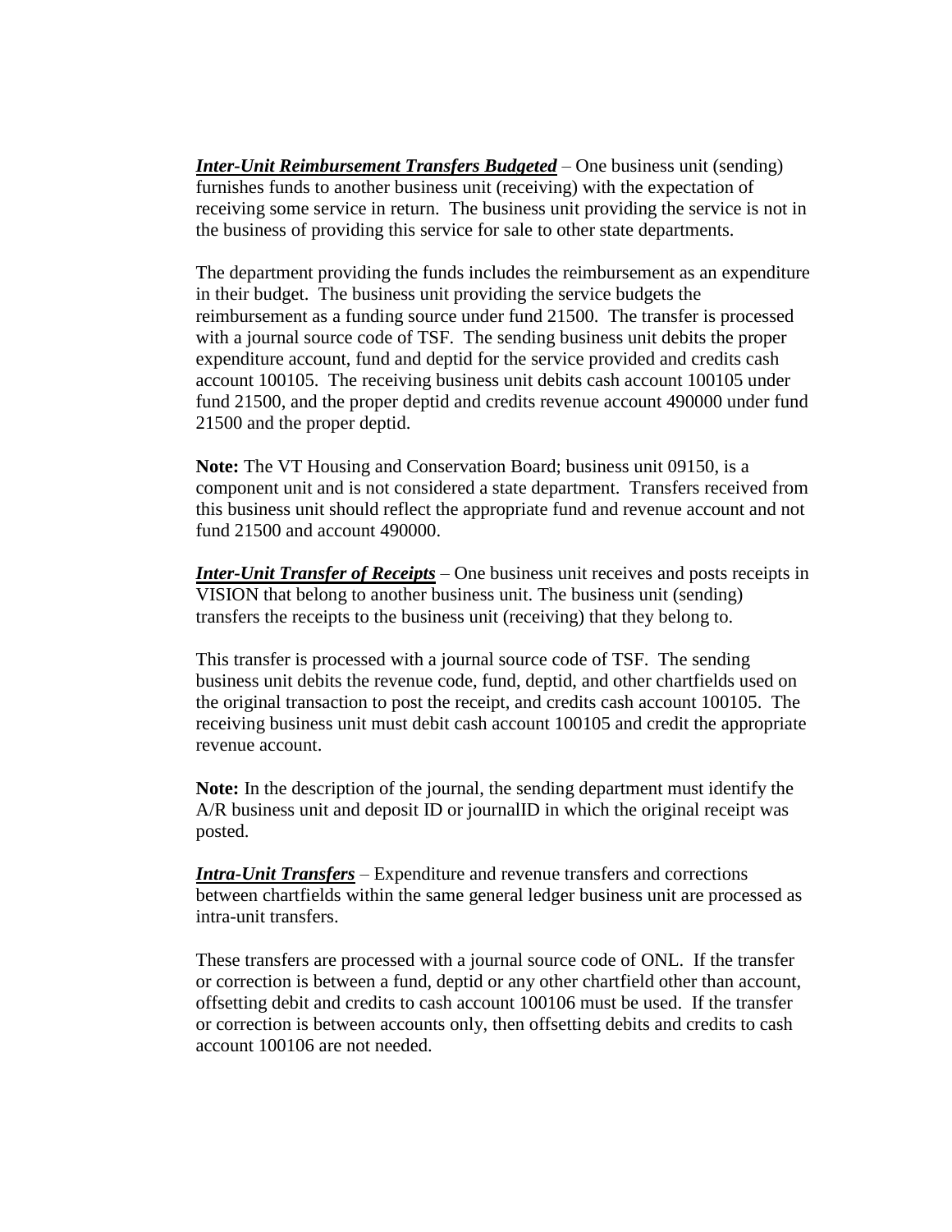***<u>Inter-Unit Reimbursement Transfers Budgeted</u>*** – One business unit (sending) furnishes funds to another business unit (receiving) with the expectation of receiving some service in return. The business unit providing the service is not in the business of providing this service for sale to other state departments.

The department providing the funds includes the reimbursement as an expenditure in their budget. The business unit providing the service budgets the reimbursement as a funding source under fund 21500. The transfer is processed with a journal source code of TSF. The sending business unit debits the proper expenditure account, fund and deptid for the service provided and credits cash account 100105. The receiving business unit debits cash account 100105 under fund 21500, and the proper deptid and credits revenue account 490000 under fund 21500 and the proper deptid.

**Note:** The VT Housing and Conservation Board; business unit 09150, is a component unit and is not considered a state department. Transfers received from this business unit should reflect the appropriate fund and revenue account and not fund 21500 and account 490000.

***<u>Inter-Unit Transfer of Receipts</u>*** – One business unit receives and posts receipts in VISION that belong to another business unit. The business unit (sending) transfers the receipts to the business unit (receiving) that they belong to.

This transfer is processed with a journal source code of TSF. The sending business unit debits the revenue code, fund, deptid, and other chartfields used on the original transaction to post the receipt, and credits cash account 100105. The receiving business unit must debit cash account 100105 and credit the appropriate revenue account.

**Note:** In the description of the journal, the sending department must identify the A/R business unit and deposit ID or journalID in which the original receipt was posted.

***<u>Intra-Unit Transfers</u>*** – Expenditure and revenue transfers and corrections between chartfields within the same general ledger business unit are processed as intra-unit transfers.

These transfers are processed with a journal source code of ONL. If the transfer or correction is between a fund, deptid or any other chartfield other than account, offsetting debit and credits to cash account 100106 must be used. If the transfer or correction is between accounts only, then offsetting debits and credits to cash account 100106 are not needed.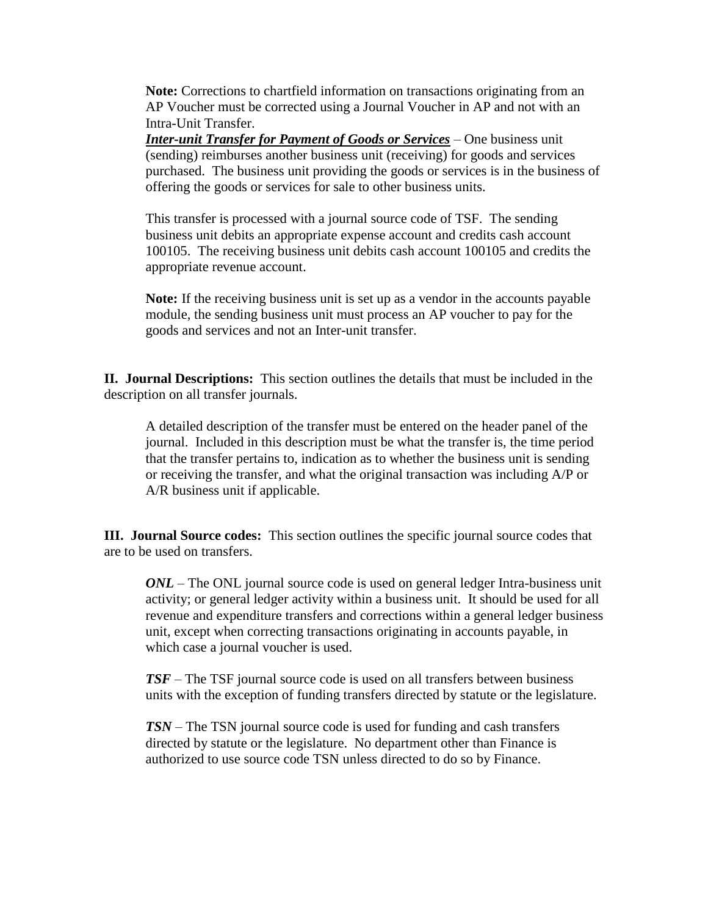**Note:** Corrections to chartfield information on transactions originating from an AP Voucher must be corrected using a Journal Voucher in AP and not with an Intra-Unit Transfer.

***Inter-unit Transfer for Payment of Goods or Services*** – One business unit (sending) reimburses another business unit (receiving) for goods and services purchased. The business unit providing the goods or services is in the business of offering the goods or services for sale to other business units.

This transfer is processed with a journal source code of TSF. The sending business unit debits an appropriate expense account and credits cash account 100105. The receiving business unit debits cash account 100105 and credits the appropriate revenue account.

**Note:** If the receiving business unit is set up as a vendor in the accounts payable module, the sending business unit must process an AP voucher to pay for the goods and services and not an Inter-unit transfer.

**II. Journal Descriptions:** This section outlines the details that must be included in the description on all transfer journals.

A detailed description of the transfer must be entered on the header panel of the journal. Included in this description must be what the transfer is, the time period that the transfer pertains to, indication as to whether the business unit is sending or receiving the transfer, and what the original transaction was including A/P or A/R business unit if applicable.

**III. Journal Source codes:** This section outlines the specific journal source codes that are to be used on transfers.

***ONL*** – The ONL journal source code is used on general ledger Intra-business unit activity; or general ledger activity within a business unit. It should be used for all revenue and expenditure transfers and corrections within a general ledger business unit, except when correcting transactions originating in accounts payable, in which case a journal voucher is used.

***TSF*** – The TSF journal source code is used on all transfers between business units with the exception of funding transfers directed by statute or the legislature.

***TSN*** – The TSN journal source code is used for funding and cash transfers directed by statute or the legislature. No department other than Finance is authorized to use source code TSN unless directed to do so by Finance.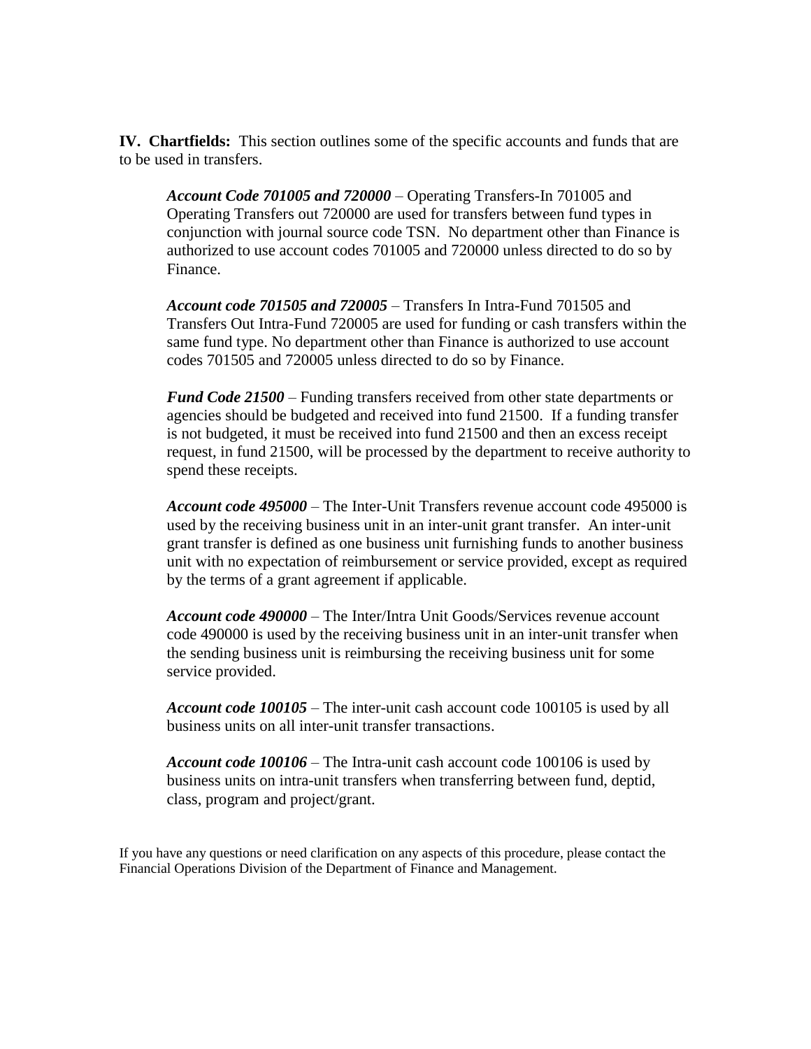**IV. Chartfields:** This section outlines some of the specific accounts and funds that are to be used in transfers.

> ***Account Code 701005 and 720000*** – Operating Transfers-In 701005 and Operating Transfers out 720000 are used for transfers between fund types in conjunction with journal source code TSN. No department other than Finance is authorized to use account codes 701005 and 720000 unless directed to do so by Finance.
>
> ***Account code 701505 and 720005*** – Transfers In Intra-Fund 701505 and Transfers Out Intra-Fund 720005 are used for funding or cash transfers within the same fund type. No department other than Finance is authorized to use account codes 701505 and 720005 unless directed to do so by Finance.
>
> ***Fund Code 21500*** – Funding transfers received from other state departments or agencies should be budgeted and received into fund 21500. If a funding transfer is not budgeted, it must be received into fund 21500 and then an excess receipt request, in fund 21500, will be processed by the department to receive authority to spend these receipts.
>
> ***Account code 495000*** – The Inter-Unit Transfers revenue account code 495000 is used by the receiving business unit in an inter-unit grant transfer. An inter-unit grant transfer is defined as one business unit furnishing funds to another business unit with no expectation of reimbursement or service provided, except as required by the terms of a grant agreement if applicable.
>
> ***Account code 490000*** – The Inter/Intra Unit Goods/Services revenue account code 490000 is used by the receiving business unit in an inter-unit transfer when the sending business unit is reimbursing the receiving business unit for some service provided.
>
> ***Account code 100105*** – The inter-unit cash account code 100105 is used by all business units on all inter-unit transfer transactions.
>
> ***Account code 100106*** – The Intra-unit cash account code 100106 is used by business units on intra-unit transfers when transferring between fund, deptid, class, program and project/grant.

If you have any questions or need clarification on any aspects of this procedure, please contact the Financial Operations Division of the Department of Finance and Management.